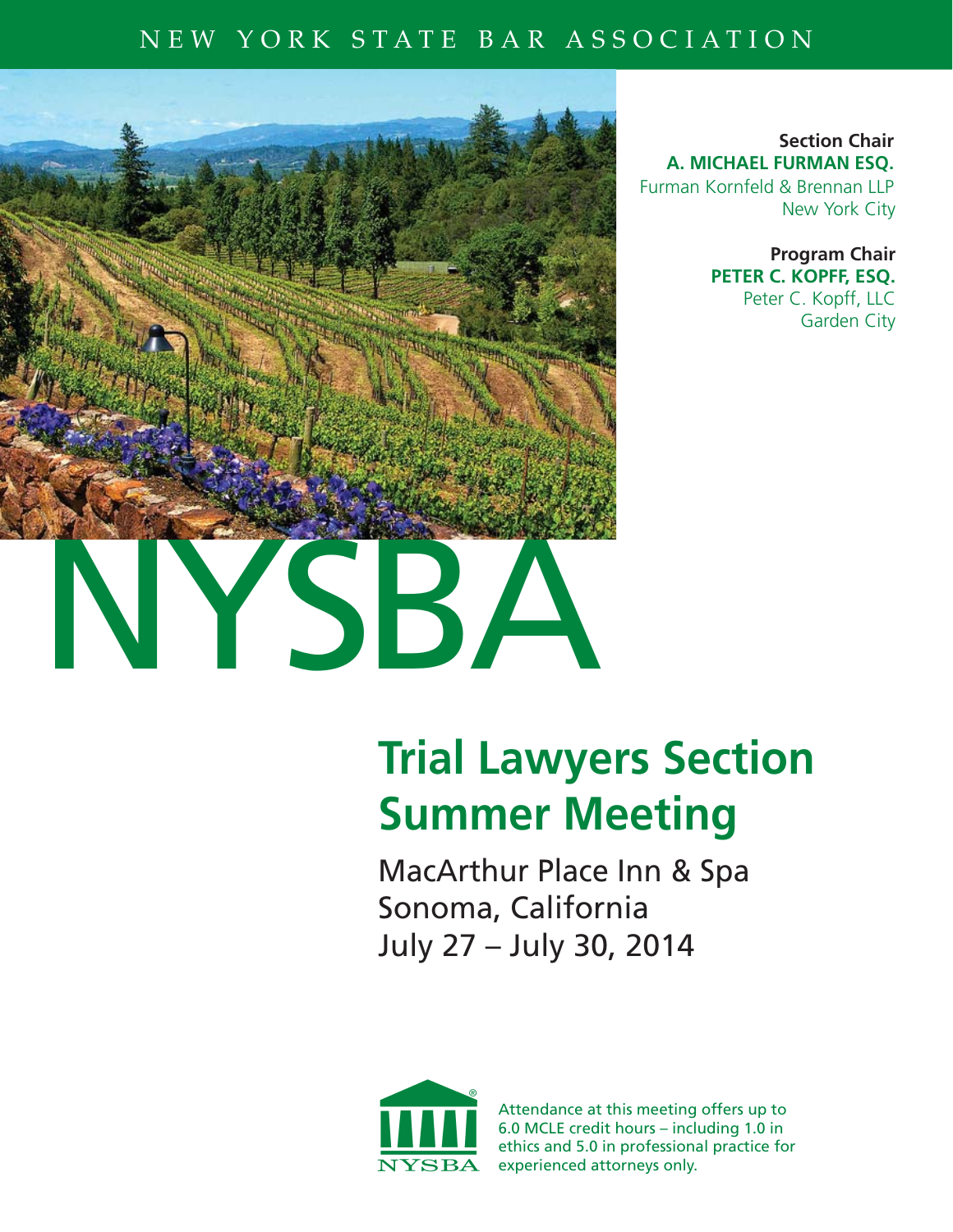NEW YORK STATE BAR ASSOCIATION

**Section Chair**
**A. MICHAEL FURMAN ESQ.**
Furman Kornfeld & Brennan LLP
New York City

**Program Chair**
**PETER C. KOPFF, ESQ.**
Peter C. Kopff, LLC
Garden City

# NYSBA

## Trial Lawyers Section Summer Meeting

MacArthur Place Inn & Spa
Sonoma, California
July 27 – July 30, 2014

Attendance at this meeting offers up to 6.0 MCLE credit hours – including 1.0 in ethics and 5.0 in professional practice for experienced attorneys only.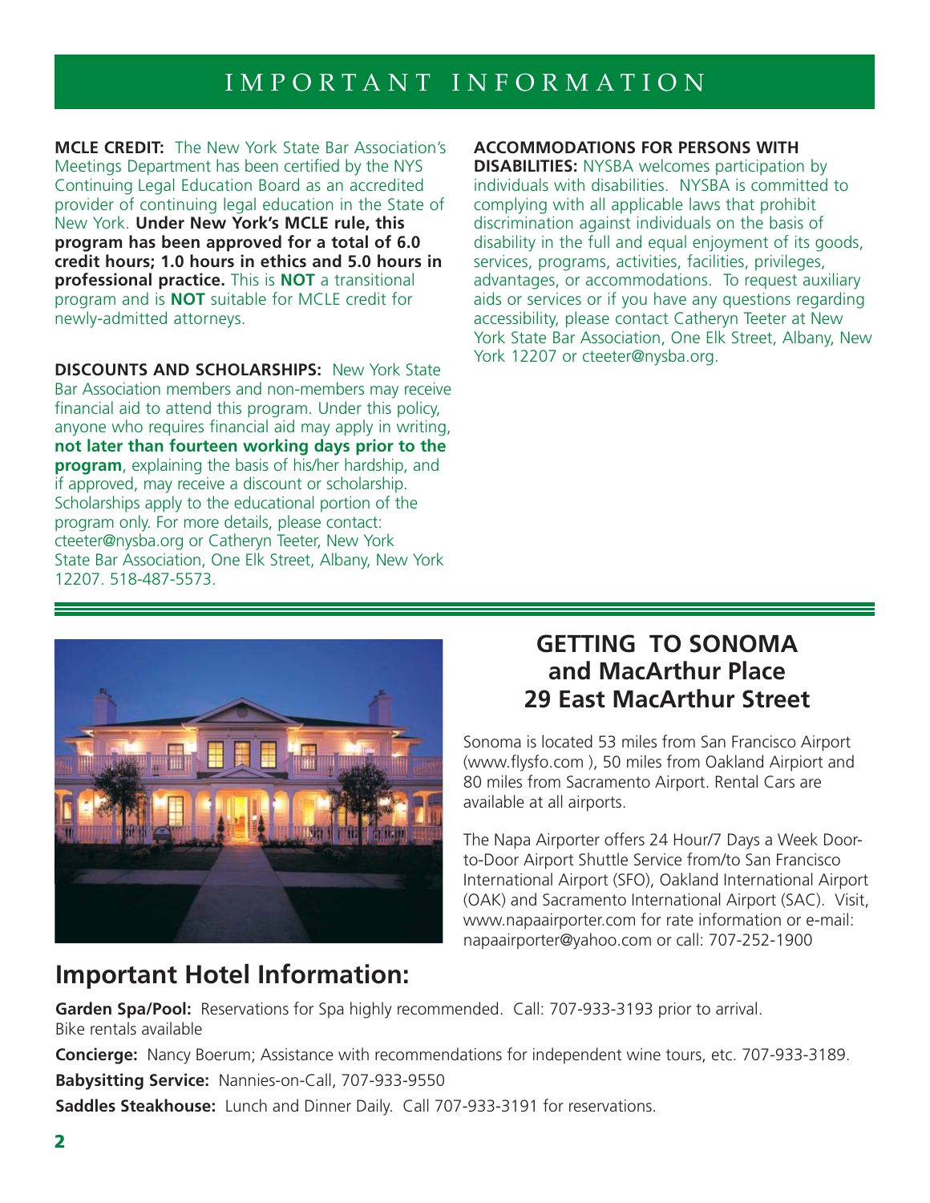# IMPORTANT INFORMATION

**MCLE CREDIT:** The New York State Bar Association's Meetings Department has been certified by the NYS Continuing Legal Education Board as an accredited provider of continuing legal education in the State of New York. **Under New York's MCLE rule, this program has been approved for a total of 6.0 credit hours; 1.0 hours in ethics and 5.0 hours in professional practice.** This is **NOT** a transitional program and is **NOT** suitable for MCLE credit for newly-admitted attorneys.

**DISCOUNTS AND SCHOLARSHIPS:** New York State Bar Association members and non-members may receive financial aid to attend this program. Under this policy, anyone who requires financial aid may apply in writing, **not later than fourteen working days prior to the program**, explaining the basis of his/her hardship, and if approved, may receive a discount or scholarship. Scholarships apply to the educational portion of the program only. For more details, please contact: cteeter@nysba.org or Catheryn Teeter, New York State Bar Association, One Elk Street, Albany, New York 12207. 518-487-5573.

**ACCOMMODATIONS FOR PERSONS WITH DISABILITIES:** NYSBA welcomes participation by individuals with disabilities. NYSBA is committed to complying with all applicable laws that prohibit discrimination against individuals on the basis of disability in the full and equal enjoyment of its goods, services, programs, activities, facilities, privileges, advantages, or accommodations. To request auxiliary aids or services or if you have any questions regarding accessibility, please contact Catheryn Teeter at New York State Bar Association, One Elk Street, Albany, New York 12207 or cteeter@nysba.org.

## GETTING TO SONOMA and MacArthur Place 29 East MacArthur Street

Sonoma is located 53 miles from San Francisco Airport (www.flysfo.com ), 50 miles from Oakland Airpiort and 80 miles from Sacramento Airport. Rental Cars are available at all airports.

The Napa Airporter offers 24 Hour/7 Days a Week Door-to-Door Airport Shuttle Service from/to San Francisco International Airport (SFO), Oakland International Airport (OAK) and Sacramento International Airport (SAC). Visit, www.napaairporter.com for rate information or e-mail: napaairporter@yahoo.com or call: 707-252-1900

## Important Hotel Information:

**Garden Spa/Pool:** Reservations for Spa highly recommended. Call: 707-933-3193 prior to arrival. Bike rentals available

**Concierge:** Nancy Boerum; Assistance with recommendations for independent wine tours, etc. 707-933-3189.

**Babysitting Service:** Nannies-on-Call, 707-933-9550

**Saddles Steakhouse:** Lunch and Dinner Daily. Call 707-933-3191 for reservations.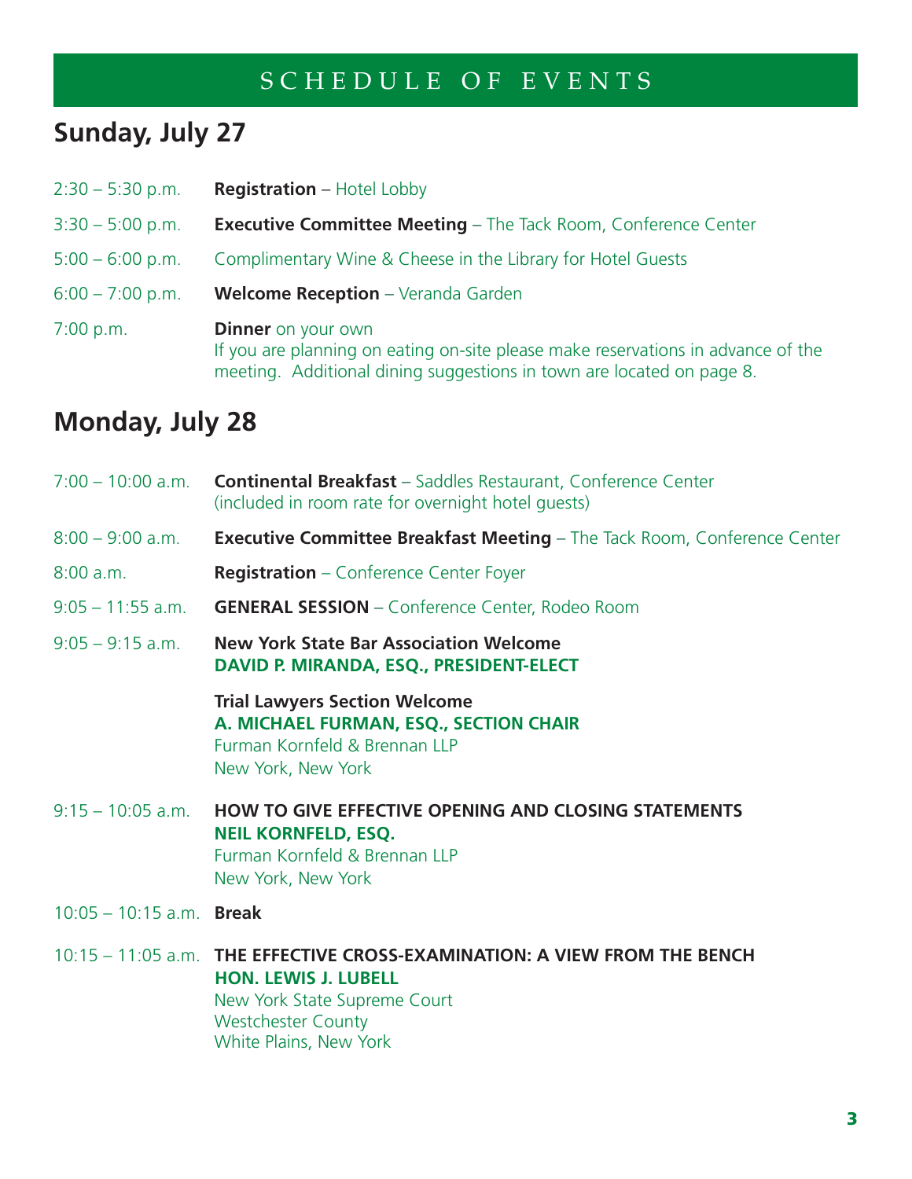# SCHEDULE OF EVENTS

## Sunday, July 27

2:30 – 5:30 p.m. **Registration** – Hotel Lobby

3:30 – 5:00 p.m. **Executive Committee Meeting** – The Tack Room, Conference Center

5:00 – 6:00 p.m. Complimentary Wine & Cheese in the Library for Hotel Guests

6:00 – 7:00 p.m. **Welcome Reception** – Veranda Garden

7:00 p.m. **Dinner** on your own
If you are planning on eating on-site please make reservations in advance of the meeting. Additional dining suggestions in town are located on page 8.

## Monday, July 28

7:00 – 10:00 a.m. **Continental Breakfast** – Saddles Restaurant, Conference Center
(included in room rate for overnight hotel guests)

8:00 – 9:00 a.m. **Executive Committee Breakfast Meeting** – The Tack Room, Conference Center

8:00 a.m. **Registration** – Conference Center Foyer

9:05 – 11:55 a.m. **GENERAL SESSION** – Conference Center, Rodeo Room

9:05 – 9:15 a.m. **New York State Bar Association Welcome**
**DAVID P. MIRANDA, ESQ., PRESIDENT-ELECT**

**Trial Lawyers Section Welcome**
**A. MICHAEL FURMAN, ESQ., SECTION CHAIR**
Furman Kornfeld & Brennan LLP
New York, New York

9:15 – 10:05 a.m. **HOW TO GIVE EFFECTIVE OPENING AND CLOSING STATEMENTS**
**NEIL KORNFELD, ESQ.**
Furman Kornfeld & Brennan LLP
New York, New York

10:05 – 10:15 a.m. **Break**

10:15 – 11:05 a.m. **THE EFFECTIVE CROSS-EXAMINATION: A VIEW FROM THE BENCH**
**HON. LEWIS J. LUBELL**
New York State Supreme Court
Westchester County
White Plains, New York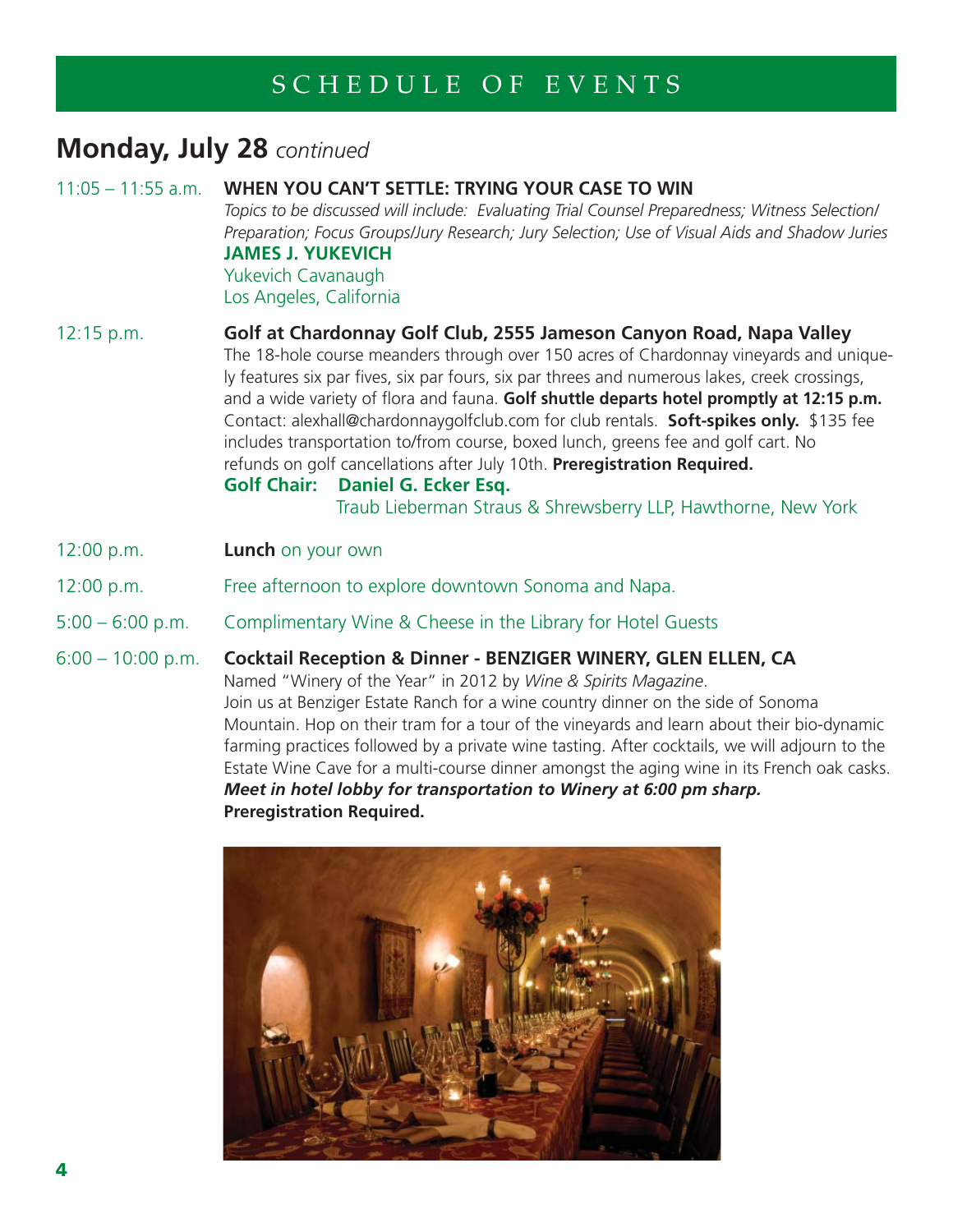# SCHEDULE OF EVENTS

## Monday, July 28 *continued*

11:05 – 11:55 a.m. **WHEN YOU CAN'T SETTLE: TRYING YOUR CASE TO WIN**
*Topics to be discussed will include: Evaluating Trial Counsel Preparedness; Witness Selection/ Preparation; Focus Groups/Jury Research; Jury Selection; Use of Visual Aids and Shadow Juries*
**JAMES J. YUKEVICH**
Yukevich Cavanaugh
Los Angeles, California

12:15 p.m. **Golf at Chardonnay Golf Club, 2555 Jameson Canyon Road, Napa Valley**
The 18-hole course meanders through over 150 acres of Chardonnay vineyards and uniquely features six par fives, six par fours, six par threes and numerous lakes, creek crossings, and a wide variety of flora and fauna. **Golf shuttle departs hotel promptly at 12:15 p.m.** Contact: alexhall@chardonnaygolfclub.com for club rentals. **Soft-spikes only.** $135 fee includes transportation to/from course, boxed lunch, greens fee and golf cart. No refunds on golf cancellations after July 10th. **Preregistration Required.**
**Golf Chair: Daniel G. Ecker Esq.**
Traub Lieberman Straus & Shrewsberry LLP, Hawthorne, New York

12:00 p.m. **Lunch** on your own

12:00 p.m. Free afternoon to explore downtown Sonoma and Napa.

5:00 – 6:00 p.m. Complimentary Wine & Cheese in the Library for Hotel Guests

6:00 – 10:00 p.m. **Cocktail Reception & Dinner - BENZIGER WINERY, GLEN ELLEN, CA**
Named "Winery of the Year" in 2012 by *Wine & Spirits Magazine*.
Join us at Benziger Estate Ranch for a wine country dinner on the side of Sonoma Mountain. Hop on their tram for a tour of the vineyards and learn about their bio-dynamic farming practices followed by a private wine tasting. After cocktails, we will adjourn to the Estate Wine Cave for a multi-course dinner amongst the aging wine in its French oak casks.
***Meet in hotel lobby for transportation to Winery at 6:00 pm sharp.***
**Preregistration Required.**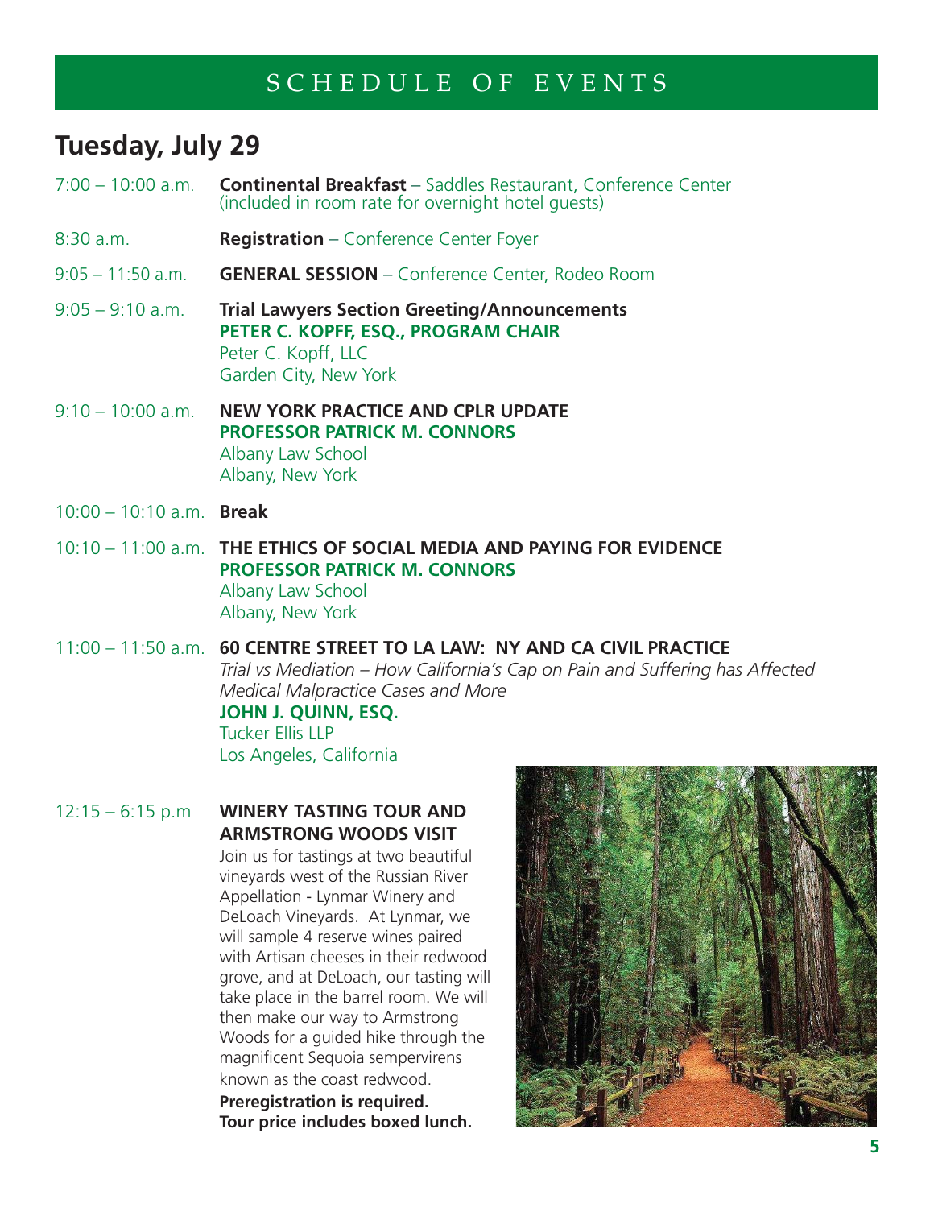# SCHEDULE OF EVENTS

## Tuesday, July 29

7:00 – 10:00 a.m. **Continental Breakfast** – Saddles Restaurant, Conference Center (included in room rate for overnight hotel guests)

8:30 a.m. **Registration** – Conference Center Foyer

9:05 – 11:50 a.m. **GENERAL SESSION** – Conference Center, Rodeo Room

9:05 – 9:10 a.m. **Trial Lawyers Section Greeting/Announcements**
**PETER C. KOPFF, ESQ., PROGRAM CHAIR**
Peter C. Kopff, LLC
Garden City, New York

9:10 – 10:00 a.m. **NEW YORK PRACTICE AND CPLR UPDATE**
**PROFESSOR PATRICK M. CONNORS**
Albany Law School
Albany, New York

10:00 – 10:10 a.m. **Break**

10:10 – 11:00 a.m. **THE ETHICS OF SOCIAL MEDIA AND PAYING FOR EVIDENCE**
**PROFESSOR PATRICK M. CONNORS**
Albany Law School
Albany, New York

11:00 – 11:50 a.m. **60 CENTRE STREET TO LA LAW: NY AND CA CIVIL PRACTICE**
*Trial vs Mediation – How California's Cap on Pain and Suffering has Affected Medical Malpractice Cases and More*
**JOHN J. QUINN, ESQ.**
Tucker Ellis LLP
Los Angeles, California

12:15 – 6:15 p.m **WINERY TASTING TOUR AND ARMSTRONG WOODS VISIT**
Join us for tastings at two beautiful vineyards west of the Russian River Appellation - Lynmar Winery and DeLoach Vineyards. At Lynmar, we will sample 4 reserve wines paired with Artisan cheeses in their redwood grove, and at DeLoach, our tasting will take place in the barrel room. We will then make our way to Armstrong Woods for a guided hike through the magnificent Sequoia sempervirens known as the coast redwood.
**Preregistration is required.**
**Tour price includes boxed lunch.**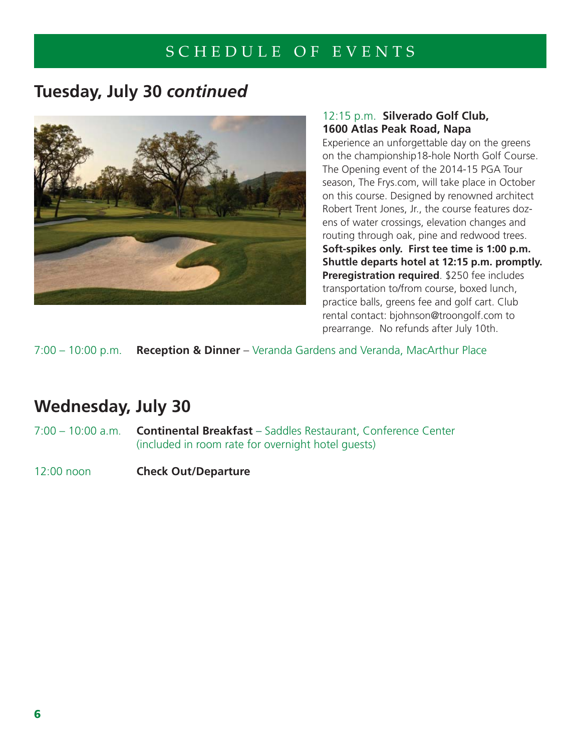# SCHEDULE OF EVENTS

## Tuesday, July 30 *continued*

12:15 p.m. **Silverado Golf Club, 1600 Atlas Peak Road, Napa**
Experience an unforgettable day on the greens on the championship18-hole North Golf Course. The Opening event of the 2014-15 PGA Tour season, The Frys.com, will take place in October on this course. Designed by renowned architect Robert Trent Jones, Jr., the course features dozens of water crossings, elevation changes and routing through oak, pine and redwood trees. **Soft-spikes only. First tee time is 1:00 p.m. Shuttle departs hotel at 12:15 p.m. promptly. Preregistration required**. $250 fee includes transportation to/from course, boxed lunch, practice balls, greens fee and golf cart. Club rental contact: bjohnson@troongolf.com to prearrange. No refunds after July 10th.

7:00 – 10:00 p.m. **Reception & Dinner** – Veranda Gardens and Veranda, MacArthur Place

## Wednesday, July 30

7:00 – 10:00 a.m. **Continental Breakfast** – Saddles Restaurant, Conference Center (included in room rate for overnight hotel guests)

12:00 noon **Check Out/Departure**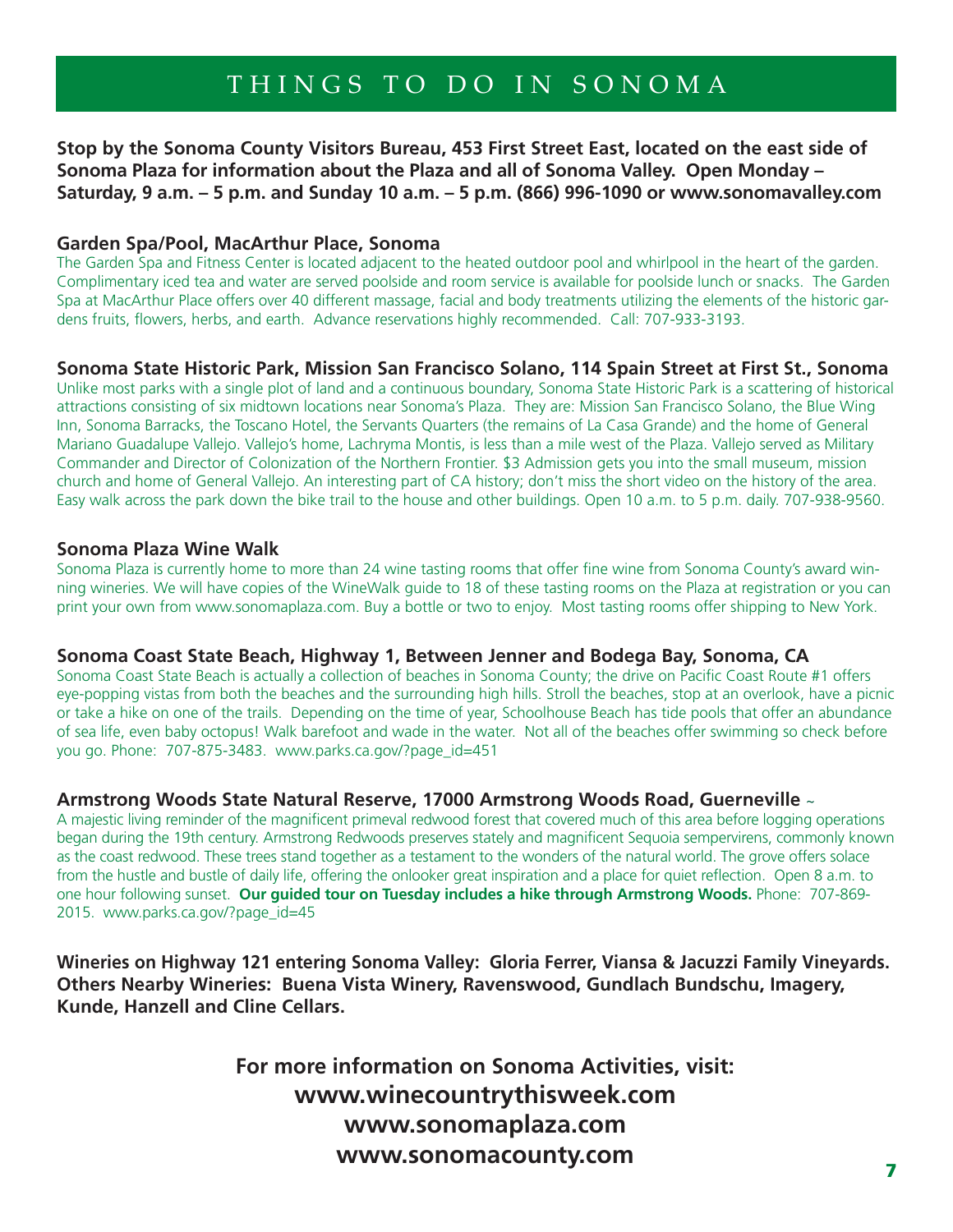# THINGS TO DO IN SONOMA

**Stop by the Sonoma County Visitors Bureau, 453 First Street East, located on the east side of Sonoma Plaza for information about the Plaza and all of Sonoma Valley. Open Monday – Saturday, 9 a.m. – 5 p.m. and Sunday 10 a.m. – 5 p.m. (866) 996-1090 or www.sonomavalley.com**

### Garden Spa/Pool, MacArthur Place, Sonoma

The Garden Spa and Fitness Center is located adjacent to the heated outdoor pool and whirlpool in the heart of the garden. Complimentary iced tea and water are served poolside and room service is available for poolside lunch or snacks. The Garden Spa at MacArthur Place offers over 40 different massage, facial and body treatments utilizing the elements of the historic gardens fruits, flowers, herbs, and earth. Advance reservations highly recommended. Call: 707-933-3193.

### Sonoma State Historic Park, Mission San Francisco Solano, 114 Spain Street at First St., Sonoma

Unlike most parks with a single plot of land and a continuous boundary, Sonoma State Historic Park is a scattering of historical attractions consisting of six midtown locations near Sonoma's Plaza. They are: Mission San Francisco Solano, the Blue Wing Inn, Sonoma Barracks, the Toscano Hotel, the Servants Quarters (the remains of La Casa Grande) and the home of General Mariano Guadalupe Vallejo. Vallejo's home, Lachryma Montis, is less than a mile west of the Plaza. Vallejo served as Military Commander and Director of Colonization of the Northern Frontier. $3 Admission gets you into the small museum, mission church and home of General Vallejo. An interesting part of CA history; don't miss the short video on the history of the area. Easy walk across the park down the bike trail to the house and other buildings. Open 10 a.m. to 5 p.m. daily. 707-938-9560.

### Sonoma Plaza Wine Walk

Sonoma Plaza is currently home to more than 24 wine tasting rooms that offer fine wine from Sonoma County's award winning wineries. We will have copies of the WineWalk guide to 18 of these tasting rooms on the Plaza at registration or you can print your own from www.sonomaplaza.com. Buy a bottle or two to enjoy. Most tasting rooms offer shipping to New York.

### Sonoma Coast State Beach, Highway 1, Between Jenner and Bodega Bay, Sonoma, CA

Sonoma Coast State Beach is actually a collection of beaches in Sonoma County; the drive on Pacific Coast Route #1 offers eye-popping vistas from both the beaches and the surrounding high hills. Stroll the beaches, stop at an overlook, have a picnic or take a hike on one of the trails. Depending on the time of year, Schoolhouse Beach has tide pools that offer an abundance of sea life, even baby octopus! Walk barefoot and wade in the water. Not all of the beaches offer swimming so check before you go. Phone: 707-875-3483. www.parks.ca.gov/?page_id=451

### Armstrong Woods State Natural Reserve, 17000 Armstrong Woods Road, Guerneville ~

A majestic living reminder of the magnificent primeval redwood forest that covered much of this area before logging operations began during the 19th century. Armstrong Redwoods preserves stately and magnificent Sequoia sempervirens, commonly known as the coast redwood. These trees stand together as a testament to the wonders of the natural world. The grove offers solace from the hustle and bustle of daily life, offering the onlooker great inspiration and a place for quiet reflection. Open 8 a.m. to one hour following sunset. **Our guided tour on Tuesday includes a hike through Armstrong Woods.** Phone: 707-869-2015. www.parks.ca.gov/?page_id=45

**Wineries on Highway 121 entering Sonoma Valley: Gloria Ferrer, Viansa & Jacuzzi Family Vineyards. Others Nearby Wineries: Buena Vista Winery, Ravenswood, Gundlach Bundschu, Imagery, Kunde, Hanzell and Cline Cellars.**

**For more information on Sonoma Activities, visit:**
**www.winecountrythisweek.com**
**www.sonomaplaza.com**
**www.sonomacounty.com**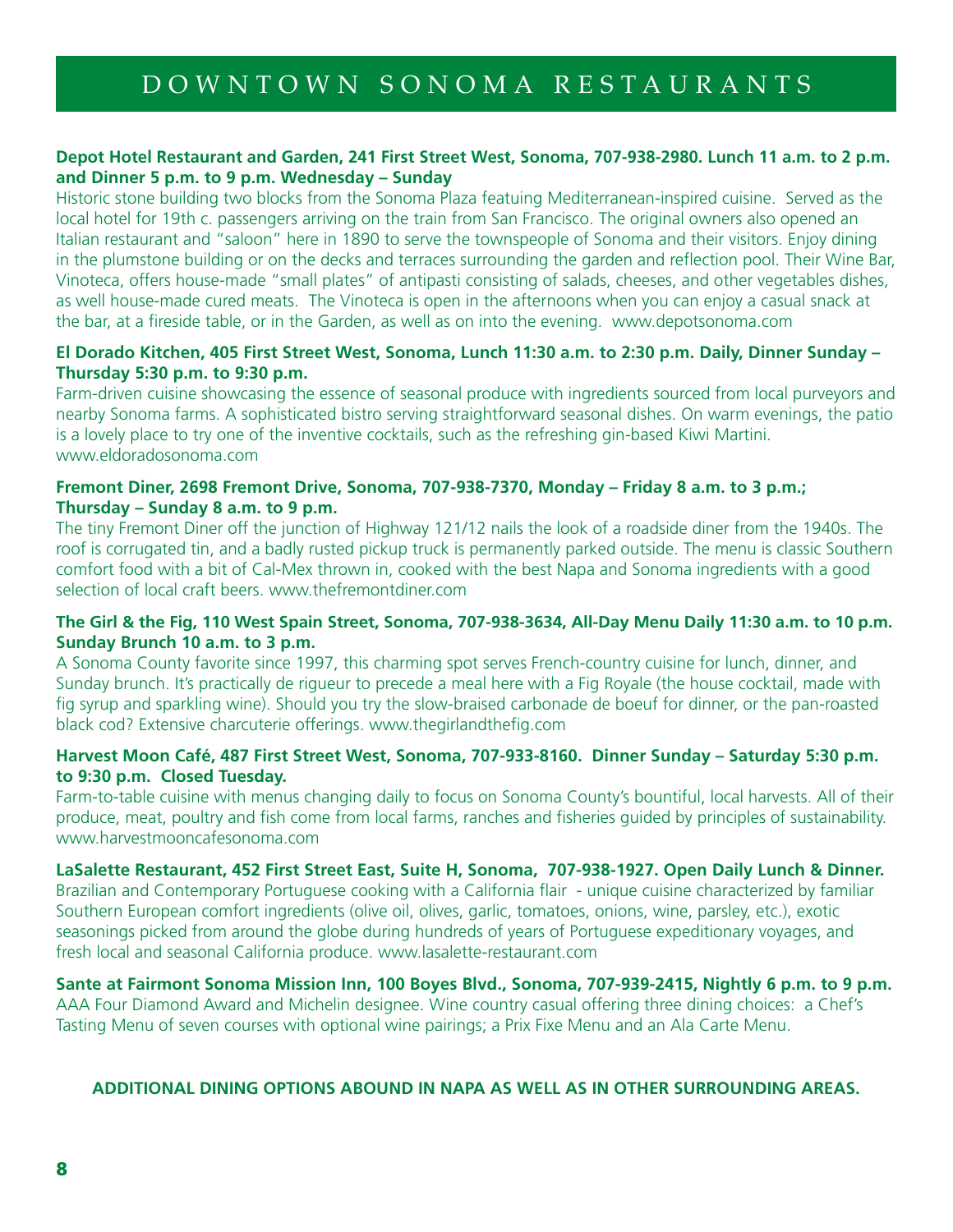# DOWNTOWN SONOMA RESTAURANTS

**Depot Hotel Restaurant and Garden, 241 First Street West, Sonoma, 707-938-2980. Lunch 11 a.m. to 2 p.m. and Dinner 5 p.m. to 9 p.m. Wednesday – Sunday**

Historic stone building two blocks from the Sonoma Plaza featuing Mediterranean-inspired cuisine. Served as the local hotel for 19th c. passengers arriving on the train from San Francisco. The original owners also opened an Italian restaurant and "saloon" here in 1890 to serve the townspeople of Sonoma and their visitors. Enjoy dining in the plumstone building or on the decks and terraces surrounding the garden and reflection pool. Their Wine Bar, Vinoteca, offers house-made "small plates" of antipasti consisting of salads, cheeses, and other vegetables dishes, as well house-made cured meats. The Vinoteca is open in the afternoons when you can enjoy a casual snack at the bar, at a fireside table, or in the Garden, as well as on into the evening. www.depotsonoma.com

**El Dorado Kitchen, 405 First Street West, Sonoma, Lunch 11:30 a.m. to 2:30 p.m. Daily, Dinner Sunday – Thursday 5:30 p.m. to 9:30 p.m.**

Farm-driven cuisine showcasing the essence of seasonal produce with ingredients sourced from local purveyors and nearby Sonoma farms. A sophisticated bistro serving straightforward seasonal dishes. On warm evenings, the patio is a lovely place to try one of the inventive cocktails, such as the refreshing gin-based Kiwi Martini. www.eldoradosonoma.com

**Fremont Diner, 2698 Fremont Drive, Sonoma, 707-938-7370, Monday – Friday 8 a.m. to 3 p.m.; Thursday – Sunday 8 a.m. to 9 p.m.**

The tiny Fremont Diner off the junction of Highway 121/12 nails the look of a roadside diner from the 1940s. The roof is corrugated tin, and a badly rusted pickup truck is permanently parked outside. The menu is classic Southern comfort food with a bit of Cal-Mex thrown in, cooked with the best Napa and Sonoma ingredients with a good selection of local craft beers. www.thefremontdiner.com

**The Girl & the Fig, 110 West Spain Street, Sonoma, 707-938-3634, All-Day Menu Daily 11:30 a.m. to 10 p.m. Sunday Brunch 10 a.m. to 3 p.m.**

A Sonoma County favorite since 1997, this charming spot serves French-country cuisine for lunch, dinner, and Sunday brunch. It's practically de rigueur to precede a meal here with a Fig Royale (the house cocktail, made with fig syrup and sparkling wine). Should you try the slow-braised carbonade de boeuf for dinner, or the pan-roasted black cod? Extensive charcuterie offerings. www.thegirlandthefig.com

**Harvest Moon Café, 487 First Street West, Sonoma, 707-933-8160. Dinner Sunday – Saturday 5:30 p.m. to 9:30 p.m. Closed Tuesday.**

Farm-to-table cuisine with menus changing daily to focus on Sonoma County's bountiful, local harvests. All of their produce, meat, poultry and fish come from local farms, ranches and fisheries guided by principles of sustainability. www.harvestmooncafesonoma.com

**LaSalette Restaurant, 452 First Street East, Suite H, Sonoma, 707-938-1927. Open Daily Lunch & Dinner.**

Brazilian and Contemporary Portuguese cooking with a California flair - unique cuisine characterized by familiar Southern European comfort ingredients (olive oil, olives, garlic, tomatoes, onions, wine, parsley, etc.), exotic seasonings picked from around the globe during hundreds of years of Portuguese expeditionary voyages, and fresh local and seasonal California produce. www.lasalette-restaurant.com

**Sante at Fairmont Sonoma Mission Inn, 100 Boyes Blvd., Sonoma, 707-939-2415, Nightly 6 p.m. to 9 p.m.**

AAA Four Diamond Award and Michelin designee. Wine country casual offering three dining choices: a Chef's Tasting Menu of seven courses with optional wine pairings; a Prix Fixe Menu and an Ala Carte Menu.

**ADDITIONAL DINING OPTIONS ABOUND IN NAPA AS WELL AS IN OTHER SURROUNDING AREAS.**